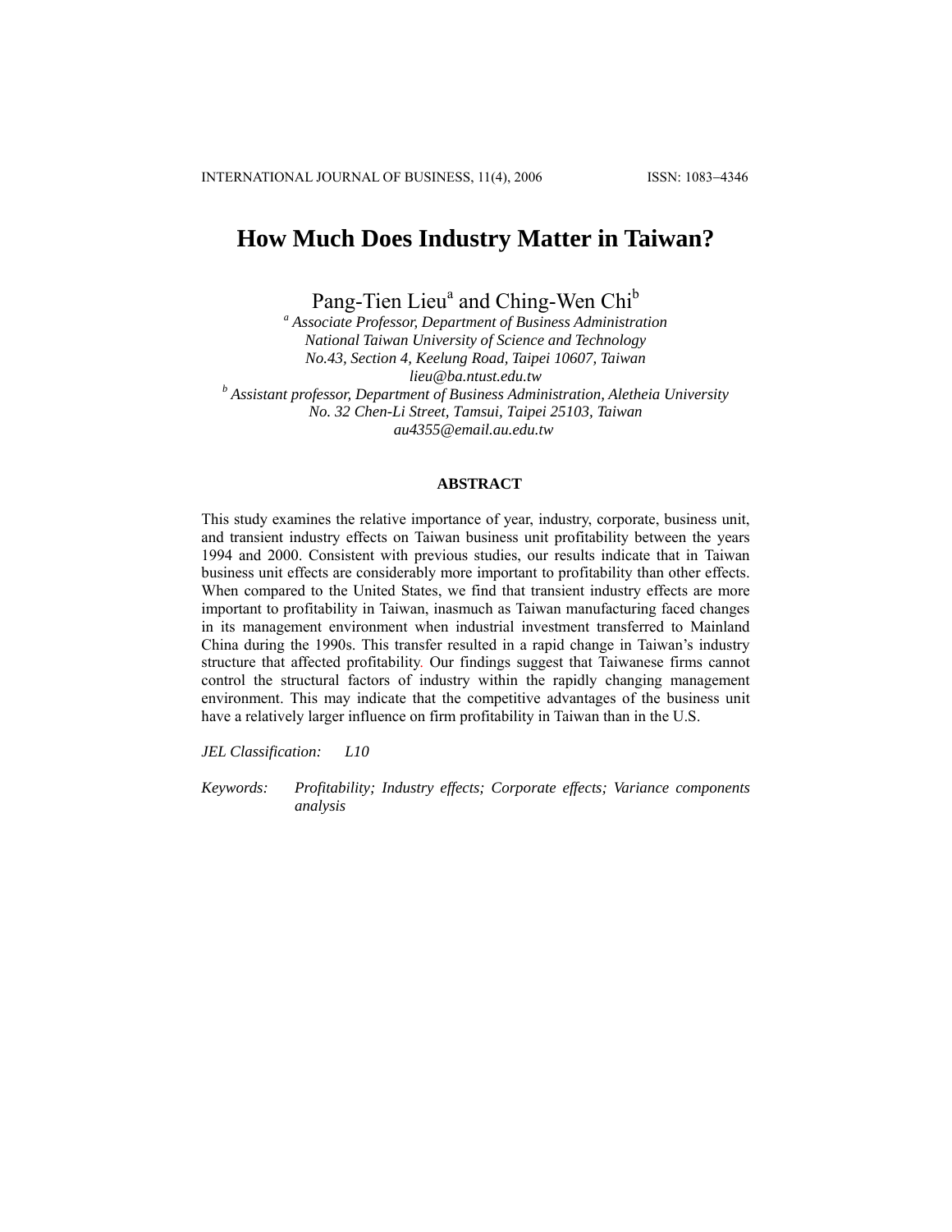# How Much Does Industry Matter in Taiwan?

Pang-Tien Lieu[a] and Ching-Wen Chi[b]

[a] *Associate Professor, Department of Business Administration*
*National Taiwan University of Science and Technology*
*No.43, Section 4, Keelung Road, Taipei 10607, Taiwan*
*lieu@ba.ntust.edu.tw*

[b] *Assistant professor, Department of Business Administration, Aletheia University*
*No. 32 Chen-Li Street, Tamsui, Taipei 25103, Taiwan*
*au4355@email.au.edu.tw*

## ABSTRACT

This study examines the relative importance of year, industry, corporate, business unit, and transient industry effects on Taiwan business unit profitability between the years 1994 and 2000. Consistent with previous studies, our results indicate that in Taiwan business unit effects are considerably more important to profitability than other effects. When compared to the United States, we find that transient industry effects are more important to profitability in Taiwan, inasmuch as Taiwan manufacturing faced changes in its management environment when industrial investment transferred to Mainland China during the 1990s. This transfer resulted in a rapid change in Taiwan's industry structure that affected profitability. Our findings suggest that Taiwanese firms cannot control the structural factors of industry within the rapidly changing management environment. This may indicate that the competitive advantages of the business unit have a relatively larger influence on firm profitability in Taiwan than in the U.S.

*JEL Classification:* *L10*

*Keywords:* *Profitability; Industry effects; Corporate effects; Variance components analysis*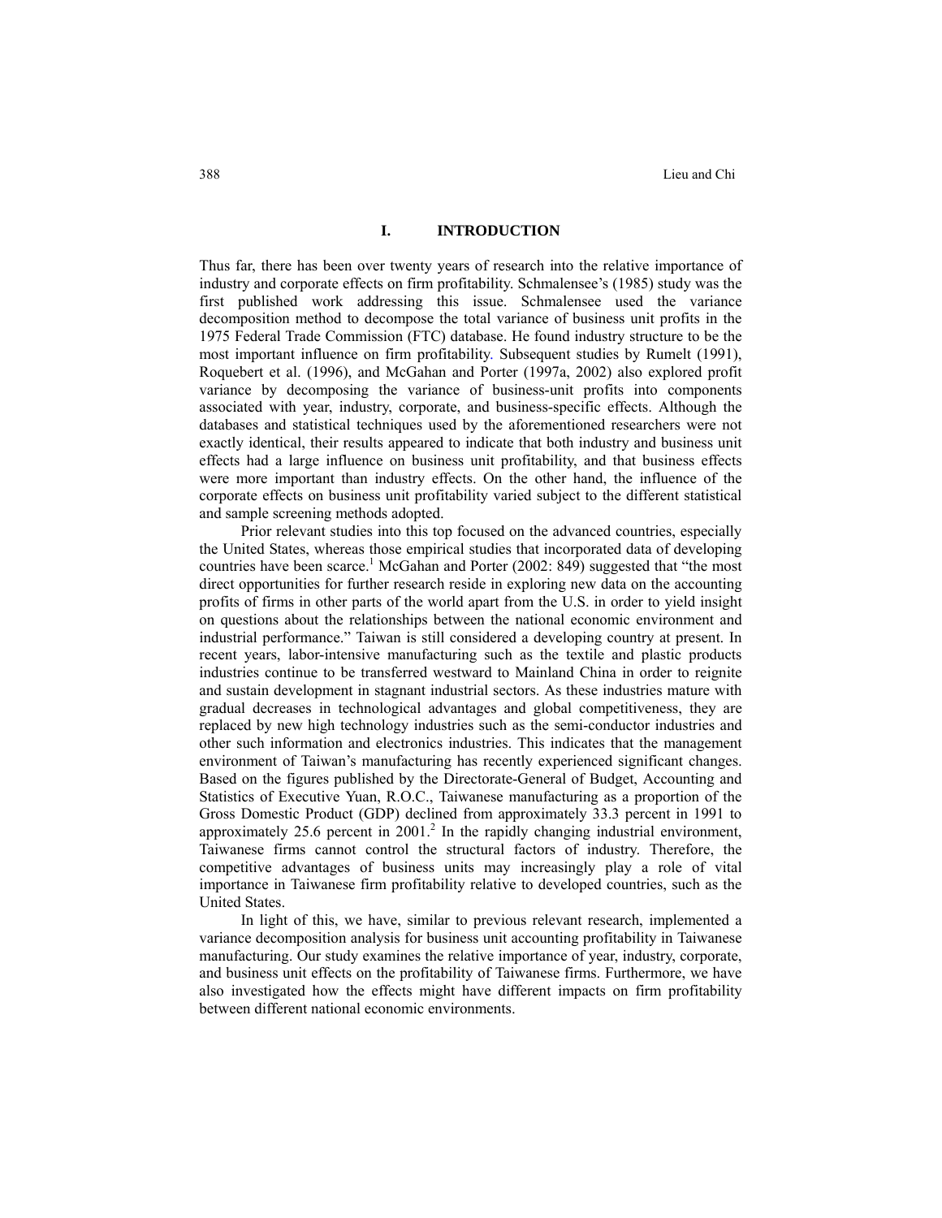# I. INTRODUCTION

Thus far, there has been over twenty years of research into the relative importance of industry and corporate effects on firm profitability. Schmalensee's (1985) study was the first published work addressing this issue. Schmalensee used the variance decomposition method to decompose the total variance of business unit profits in the 1975 Federal Trade Commission (FTC) database. He found industry structure to be the most important influence on firm profitability. Subsequent studies by Rumelt (1991), Roquebert et al. (1996), and McGahan and Porter (1997a, 2002) also explored profit variance by decomposing the variance of business-unit profits into components associated with year, industry, corporate, and business-specific effects. Although the databases and statistical techniques used by the aforementioned researchers were not exactly identical, their results appeared to indicate that both industry and business unit effects had a large influence on business unit profitability, and that business effects were more important than industry effects. On the other hand, the influence of the corporate effects on business unit profitability varied subject to the different statistical and sample screening methods adopted.

Prior relevant studies into this top focused on the advanced countries, especially the United States, whereas those empirical studies that incorporated data of developing countries have been scarce.[1] McGahan and Porter (2002: 849) suggested that "the most direct opportunities for further research reside in exploring new data on the accounting profits of firms in other parts of the world apart from the U.S. in order to yield insight on questions about the relationships between the national economic environment and industrial performance." Taiwan is still considered a developing country at present. In recent years, labor-intensive manufacturing such as the textile and plastic products industries continue to be transferred westward to Mainland China in order to reignite and sustain development in stagnant industrial sectors. As these industries mature with gradual decreases in technological advantages and global competitiveness, they are replaced by new high technology industries such as the semi-conductor industries and other such information and electronics industries. This indicates that the management environment of Taiwan's manufacturing has recently experienced significant changes. Based on the figures published by the Directorate-General of Budget, Accounting and Statistics of Executive Yuan, R.O.C., Taiwanese manufacturing as a proportion of the Gross Domestic Product (GDP) declined from approximately 33.3 percent in 1991 to approximately 25.6 percent in 2001.[2] In the rapidly changing industrial environment, Taiwanese firms cannot control the structural factors of industry. Therefore, the competitive advantages of business units may increasingly play a role of vital importance in Taiwanese firm profitability relative to developed countries, such as the United States.

In light of this, we have, similar to previous relevant research, implemented a variance decomposition analysis for business unit accounting profitability in Taiwanese manufacturing. Our study examines the relative importance of year, industry, corporate, and business unit effects on the profitability of Taiwanese firms. Furthermore, we have also investigated how the effects might have different impacts on firm profitability between different national economic environments.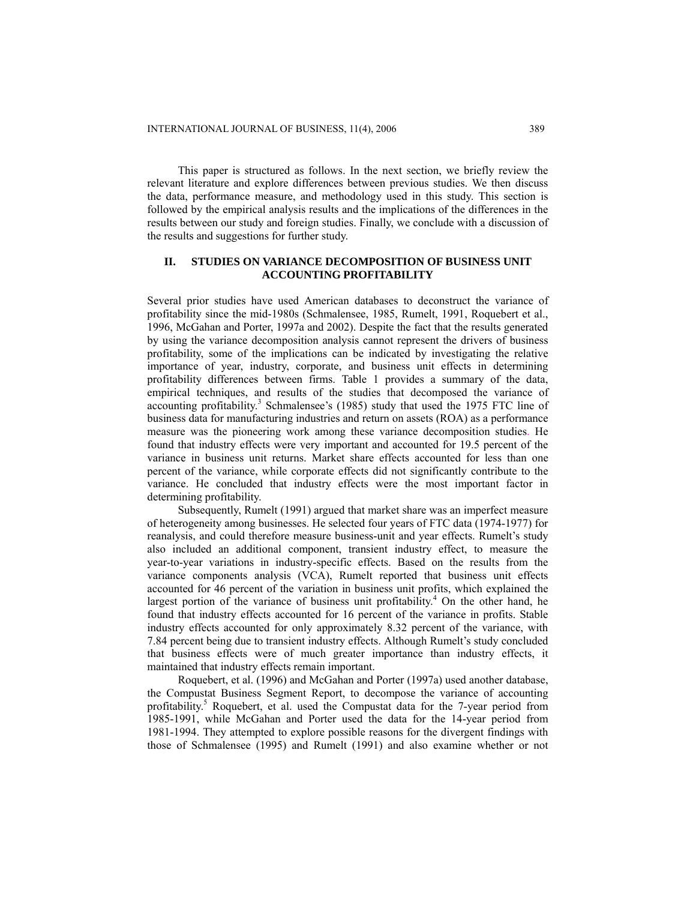This paper is structured as follows. In the next section, we briefly review the relevant literature and explore differences between previous studies. We then discuss the data, performance measure, and methodology used in this study. This section is followed by the empirical analysis results and the implications of the differences in the results between our study and foreign studies. Finally, we conclude with a discussion of the results and suggestions for further study.

## II. STUDIES ON VARIANCE DECOMPOSITION OF BUSINESS UNIT ACCOUNTING PROFITABILITY

Several prior studies have used American databases to deconstruct the variance of profitability since the mid-1980s (Schmalensee, 1985, Rumelt, 1991, Roquebert et al., 1996, McGahan and Porter, 1997a and 2002). Despite the fact that the results generated by using the variance decomposition analysis cannot represent the drivers of business profitability, some of the implications can be indicated by investigating the relative importance of year, industry, corporate, and business unit effects in determining profitability differences between firms. Table 1 provides a summary of the data, empirical techniques, and results of the studies that decomposed the variance of accounting profitability.[3] Schmalensee's (1985) study that used the 1975 FTC line of business data for manufacturing industries and return on assets (ROA) as a performance measure was the pioneering work among these variance decomposition studies. He found that industry effects were very important and accounted for 19.5 percent of the variance in business unit returns. Market share effects accounted for less than one percent of the variance, while corporate effects did not significantly contribute to the variance. He concluded that industry effects were the most important factor in determining profitability.

Subsequently, Rumelt (1991) argued that market share was an imperfect measure of heterogeneity among businesses. He selected four years of FTC data (1974-1977) for reanalysis, and could therefore measure business-unit and year effects. Rumelt's study also included an additional component, transient industry effect, to measure the year-to-year variations in industry-specific effects. Based on the results from the variance components analysis (VCA), Rumelt reported that business unit effects accounted for 46 percent of the variation in business unit profits, which explained the largest portion of the variance of business unit profitability.[4] On the other hand, he found that industry effects accounted for 16 percent of the variance in profits. Stable industry effects accounted for only approximately 8.32 percent of the variance, with 7.84 percent being due to transient industry effects. Although Rumelt's study concluded that business effects were of much greater importance than industry effects, it maintained that industry effects remain important.

Roquebert, et al. (1996) and McGahan and Porter (1997a) used another database, the Compustat Business Segment Report, to decompose the variance of accounting profitability.[5] Roquebert, et al. used the Compustat data for the 7-year period from 1985-1991, while McGahan and Porter used the data for the 14-year period from 1981-1994. They attempted to explore possible reasons for the divergent findings with those of Schmalensee (1995) and Rumelt (1991) and also examine whether or not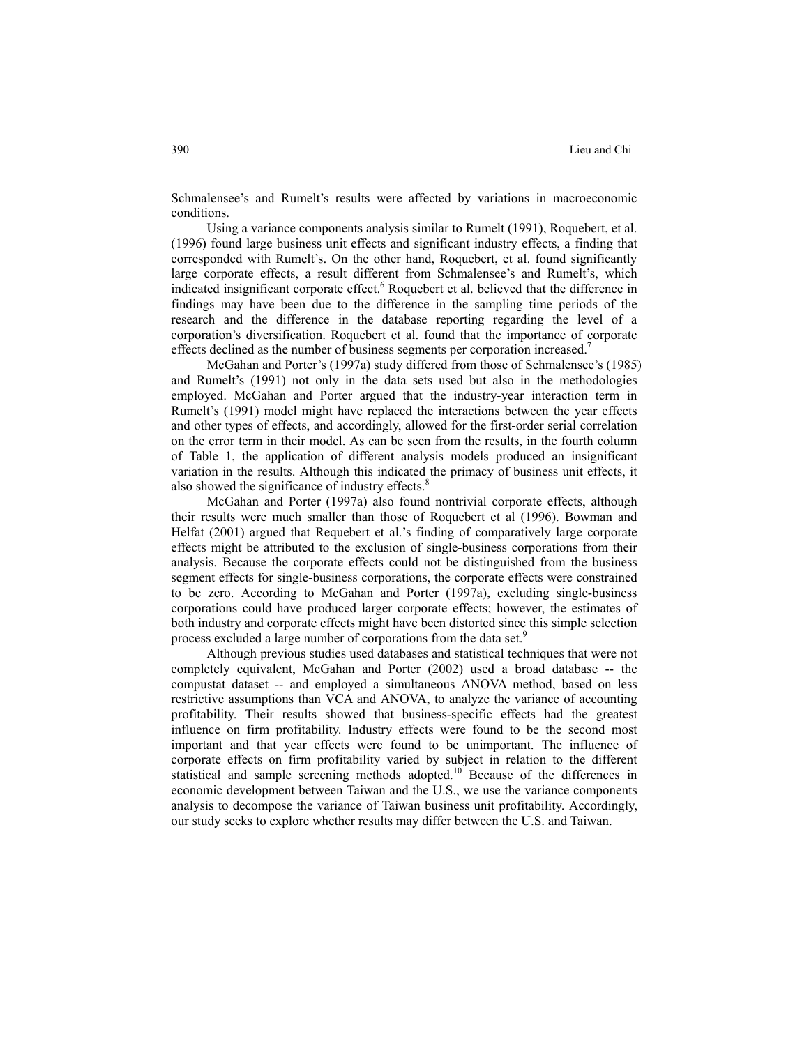Schmalensee's and Rumelt's results were affected by variations in macroeconomic conditions.

Using a variance components analysis similar to Rumelt (1991), Roquebert, et al. (1996) found large business unit effects and significant industry effects, a finding that corresponded with Rumelt's. On the other hand, Roquebert, et al. found significantly large corporate effects, a result different from Schmalensee's and Rumelt's, which indicated insignificant corporate effect.[6] Roquebert et al. believed that the difference in findings may have been due to the difference in the sampling time periods of the research and the difference in the database reporting regarding the level of a corporation's diversification. Roquebert et al. found that the importance of corporate effects declined as the number of business segments per corporation increased.[7]

McGahan and Porter's (1997a) study differed from those of Schmalensee's (1985) and Rumelt's (1991) not only in the data sets used but also in the methodologies employed. McGahan and Porter argued that the industry-year interaction term in Rumelt's (1991) model might have replaced the interactions between the year effects and other types of effects, and accordingly, allowed for the first-order serial correlation on the error term in their model. As can be seen from the results, in the fourth column of Table 1, the application of different analysis models produced an insignificant variation in the results. Although this indicated the primacy of business unit effects, it also showed the significance of industry effects.[8]

McGahan and Porter (1997a) also found nontrivial corporate effects, although their results were much smaller than those of Roquebert et al (1996). Bowman and Helfat (2001) argued that Requebert et al.'s finding of comparatively large corporate effects might be attributed to the exclusion of single-business corporations from their analysis. Because the corporate effects could not be distinguished from the business segment effects for single-business corporations, the corporate effects were constrained to be zero. According to McGahan and Porter (1997a), excluding single-business corporations could have produced larger corporate effects; however, the estimates of both industry and corporate effects might have been distorted since this simple selection process excluded a large number of corporations from the data set.[9]

Although previous studies used databases and statistical techniques that were not completely equivalent, McGahan and Porter (2002) used a broad database -- the compustat dataset -- and employed a simultaneous ANOVA method, based on less restrictive assumptions than VCA and ANOVA, to analyze the variance of accounting profitability. Their results showed that business-specific effects had the greatest influence on firm profitability. Industry effects were found to be the second most important and that year effects were found to be unimportant. The influence of corporate effects on firm profitability varied by subject in relation to the different statistical and sample screening methods adopted.[10] Because of the differences in economic development between Taiwan and the U.S., we use the variance components analysis to decompose the variance of Taiwan business unit profitability. Accordingly, our study seeks to explore whether results may differ between the U.S. and Taiwan.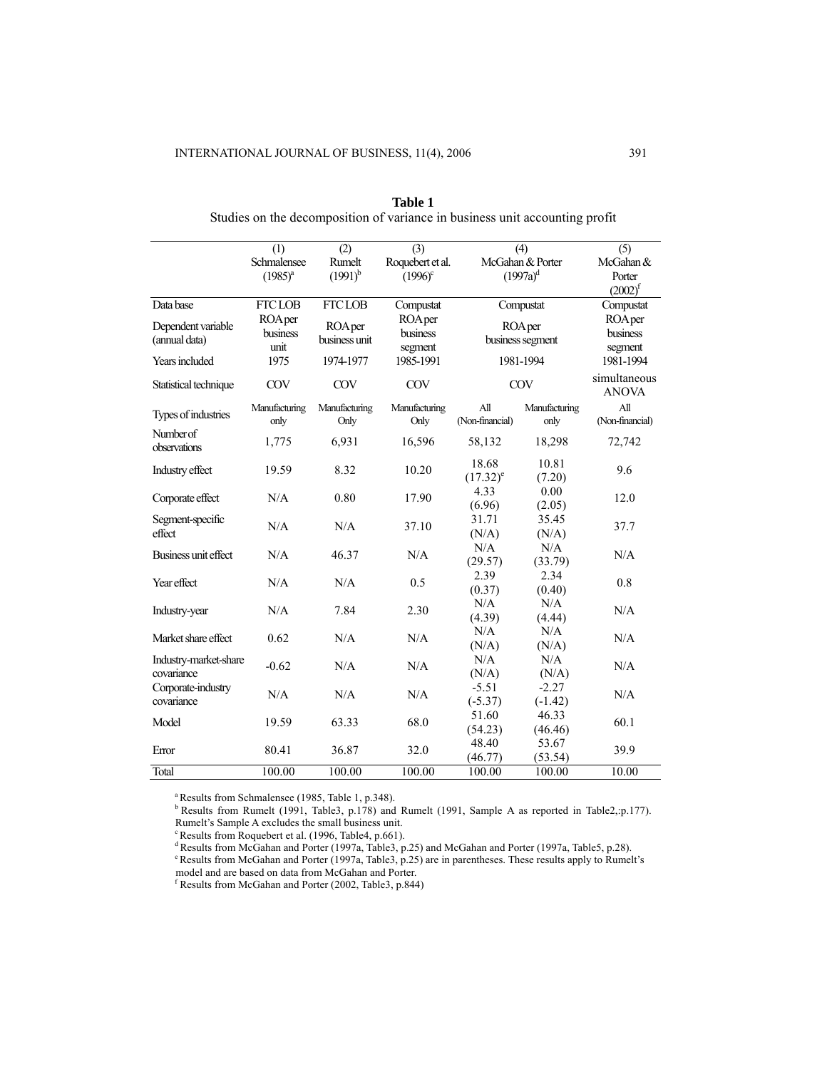**Table 1**
Studies on the decomposition of variance in business unit accounting profit

| | (1) Schmalensee (1985)[a] | (2) Rumelt (1991)[b] | (3) Roquebert et al. (1996)[c] | (4) McGahan & Porter (1997a)[d] | | (5) McGahan & Porter (2002)[f] |
|---|---|---|---|---|---|---|
| Data base | FTC LOB | FTC LOB | Compustat | Compustat | | Compustat |
| Dependent variable (annual data) | ROA per business unit | ROA per business unit | ROA per business segment | ROA per business segment | | ROA per business segment |
| Years included | 1975 | 1974-1977 | 1985-1991 | 1981-1994 | | 1981-1994 |
| Statistical technique | COV | COV | COV | COV | | simultaneous ANOVA |
| Types of industries | Manufacturing only | Manufacturing Only | Manufacturing Only | All (Non-financial) | Manufacturing only | All (Non-financial) |
| Number of observations | 1,775 | 6,931 | 16,596 | 58,132 | 18,298 | 72,742 |
| Industry effect | 19.59 | 8.32 | 10.20 | 18.68 (17.32)[e] | 10.81 (7.20) | 9.6 |
| Corporate effect | N/A | 0.80 | 17.90 | 4.33 (6.96) | 0.00 (2.05) | 12.0 |
| Segment-specific effect | N/A | N/A | 37.10 | 31.71 (N/A) | 35.45 (N/A) | 37.7 |
| Business unit effect | N/A | 46.37 | N/A | N/A (29.57) | N/A (33.79) | N/A |
| Year effect | N/A | N/A | 0.5 | 2.39 (0.37) | 2.34 (0.40) | 0.8 |
| Industry-year | N/A | 7.84 | 2.30 | N/A (4.39) | N/A (4.44) | N/A |
| Market share effect | 0.62 | N/A | N/A | N/A (N/A) | N/A (N/A) | N/A |
| Industry-market-share covariance | -0.62 | N/A | N/A | N/A (N/A) | N/A (N/A) | N/A |
| Corporate-industry covariance | N/A | N/A | N/A | -5.51 (-5.37) | -2.27 (-1.42) | N/A |
| Model | 19.59 | 63.33 | 68.0 | 51.60 (54.23) | 46.33 (46.46) | 60.1 |
| Error | 80.41 | 36.87 | 32.0 | 48.40 (46.77) | 53.67 (53.54) | 39.9 |
| Total | 100.00 | 100.00 | 100.00 | 100.00 | 100.00 | 10.00 |

[a] Results from Schmalensee (1985, Table 1, p.348).
[b] Results from Rumelt (1991, Table3, p.178) and Rumelt (1991, Sample A as reported in Table2,;p.177). Rumelt's Sample A excludes the small business unit.
[c] Results from Roquebert et al. (1996, Table4, p.661).
[d] Results from McGahan and Porter (1997a, Table3, p.25) and McGahan and Porter (1997a, Table5, p.28).
[e] Results from McGahan and Porter (1997a, Table3, p.25) are in parentheses. These results apply to Rumelt's model and are based on data from McGahan and Porter.
[f] Results from McGahan and Porter (2002, Table3, p.844)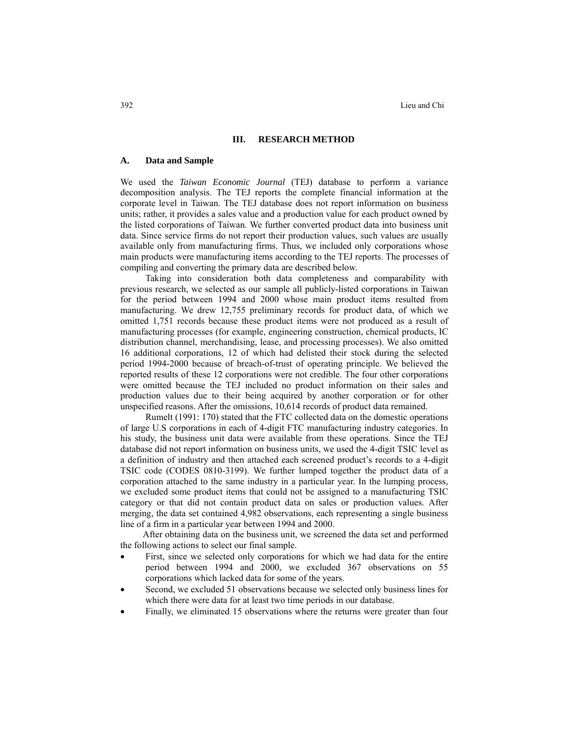## III. RESEARCH METHOD

### A. Data and Sample

We used the *Taiwan Economic Journal* (TEJ) database to perform a variance decomposition analysis. The TEJ reports the complete financial information at the corporate level in Taiwan. The TEJ database does not report information on business units; rather, it provides a sales value and a production value for each product owned by the listed corporations of Taiwan. We further converted product data into business unit data. Since service firms do not report their production values, such values are usually available only from manufacturing firms. Thus, we included only corporations whose main products were manufacturing items according to the TEJ reports. The processes of compiling and converting the primary data are described below.

Taking into consideration both data completeness and comparability with previous research, we selected as our sample all publicly-listed corporations in Taiwan for the period between 1994 and 2000 whose main product items resulted from manufacturing. We drew 12,755 preliminary records for product data, of which we omitted 1,751 records because these product items were not produced as a result of manufacturing processes (for example, engineering construction, chemical products, IC distribution channel, merchandising, lease, and processing processes). We also omitted 16 additional corporations, 12 of which had delisted their stock during the selected period 1994-2000 because of breach-of-trust of operating principle. We believed the reported results of these 12 corporations were not credible. The four other corporations were omitted because the TEJ included no product information on their sales and production values due to their being acquired by another corporation or for other unspecified reasons. After the omissions, 10,614 records of product data remained.

Rumelt (1991: 170) stated that the FTC collected data on the domestic operations of large U.S corporations in each of 4-digit FTC manufacturing industry categories. In his study, the business unit data were available from these operations. Since the TEJ database did not report information on business units, we used the 4-digit TSIC level as a definition of industry and then attached each screened product's records to a 4-digit TSIC code (CODES 0810-3199). We further lumped together the product data of a corporation attached to the same industry in a particular year. In the lumping process, we excluded some product items that could not be assigned to a manufacturing TSIC category or that did not contain product data on sales or production values. After merging, the data set contained 4,982 observations, each representing a single business line of a firm in a particular year between 1994 and 2000.

After obtaining data on the business unit, we screened the data set and performed the following actions to select our final sample.

- First, since we selected only corporations for which we had data for the entire period between 1994 and 2000, we excluded 367 observations on 55 corporations which lacked data for some of the years.
- Second, we excluded 51 observations because we selected only business lines for which there were data for at least two time periods in our database.
- Finally, we eliminated 15 observations where the returns were greater than four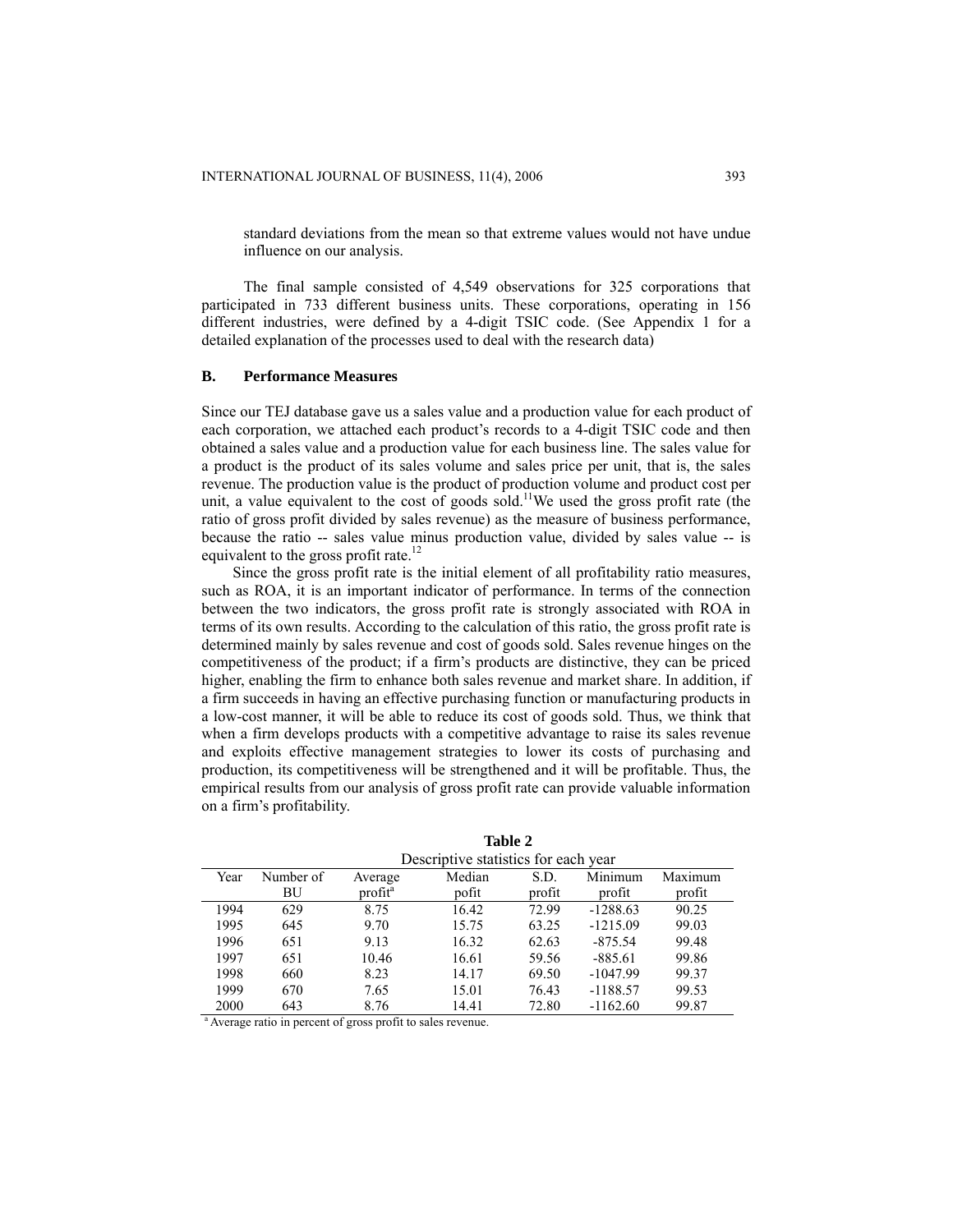standard deviations from the mean so that extreme values would not have undue influence on our analysis.

The final sample consisted of 4,549 observations for 325 corporations that participated in 733 different business units. These corporations, operating in 156 different industries, were defined by a 4-digit TSIC code. (See Appendix 1 for a detailed explanation of the processes used to deal with the research data)

## B. Performance Measures

Since our TEJ database gave us a sales value and a production value for each product of each corporation, we attached each product's records to a 4-digit TSIC code and then obtained a sales value and a production value for each business line. The sales value for a product is the product of its sales volume and sales price per unit, that is, the sales revenue. The production value is the product of production volume and product cost per unit, a value equivalent to the cost of goods sold.[11] We used the gross profit rate (the ratio of gross profit divided by sales revenue) as the measure of business performance, because the ratio -- sales value minus production value, divided by sales value -- is equivalent to the gross profit rate.[12]

Since the gross profit rate is the initial element of all profitability ratio measures, such as ROA, it is an important indicator of performance. In terms of the connection between the two indicators, the gross profit rate is strongly associated with ROA in terms of its own results. According to the calculation of this ratio, the gross profit rate is determined mainly by sales revenue and cost of goods sold. Sales revenue hinges on the competitiveness of the product; if a firm's products are distinctive, they can be priced higher, enabling the firm to enhance both sales revenue and market share. In addition, if a firm succeeds in having an effective purchasing function or manufacturing products in a low-cost manner, it will be able to reduce its cost of goods sold. Thus, we think that when a firm develops products with a competitive advantage to raise its sales revenue and exploits effective management strategies to lower its costs of purchasing and production, its competitiveness will be strengthened and it will be profitable. Thus, the empirical results from our analysis of gross profit rate can provide valuable information on a firm's profitability.

**Table 2**
Descriptive statistics for each year

| Year | Number of BU | Average profit[a] | Median pofit | S.D. profit | Minimum profit | Maximum profit |
|---|---|---|---|---|---|---|
| 1994 | 629 | 8.75 | 16.42 | 72.99 | -1288.63 | 90.25 |
| 1995 | 645 | 9.70 | 15.75 | 63.25 | -1215.09 | 99.03 |
| 1996 | 651 | 9.13 | 16.32 | 62.63 | -875.54 | 99.48 |
| 1997 | 651 | 10.46 | 16.61 | 59.56 | -885.61 | 99.86 |
| 1998 | 660 | 8.23 | 14.17 | 69.50 | -1047.99 | 99.37 |
| 1999 | 670 | 7.65 | 15.01 | 76.43 | -1188.57 | 99.53 |
| 2000 | 643 | 8.76 | 14.41 | 72.80 | -1162.60 | 99.87 |

[a] Average ratio in percent of gross profit to sales revenue.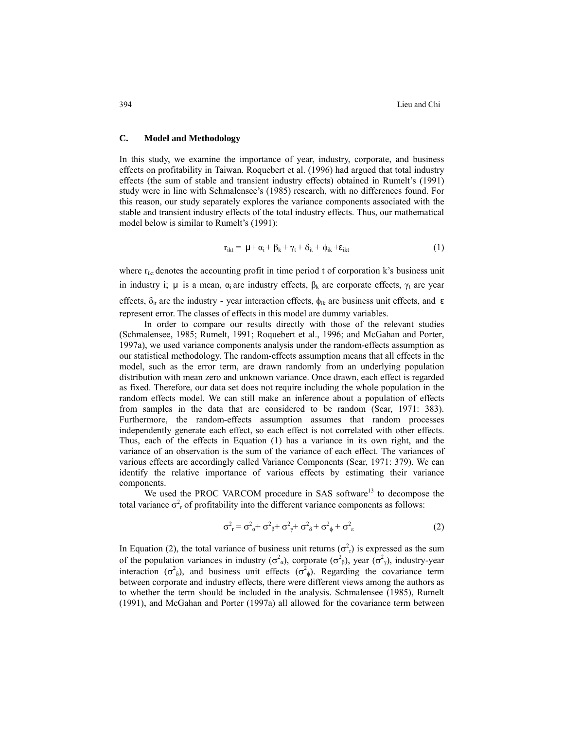### C. Model and Methodology

In this study, we examine the importance of year, industry, corporate, and business effects on profitability in Taiwan. Roquebert et al. (1996) had argued that total industry effects (the sum of stable and transient industry effects) obtained in Rumelt's (1991) study were in line with Schmalensee's (1985) research, with no differences found. For this reason, our study separately explores the variance components associated with the stable and transient industry effects of the total industry effects. Thus, our mathematical model below is similar to Rumelt's (1991):

$$r_{ikt} = \mu + \alpha_i + \beta_k + \gamma_t + \delta_{it} + \phi_{ik} + \varepsilon_{ikt} \tag{1}$$

where $r_{ikt}$ denotes the accounting profit in time period t of corporation k's business unit in industry i; $\mu$ is a mean, $\alpha_i$ are industry effects, $\beta_k$ are corporate effects, $\gamma_t$ are year effects, $\delta_{it}$ are the industry - year interaction effects, $\phi_{ik}$ are business unit effects, and $\varepsilon$ represent error. The classes of effects in this model are dummy variables.

In order to compare our results directly with those of the relevant studies (Schmalensee, 1985; Rumelt, 1991; Roquebert et al., 1996; and McGahan and Porter, 1997a), we used variance components analysis under the random-effects assumption as our statistical methodology. The random-effects assumption means that all effects in the model, such as the error term, are drawn randomly from an underlying population distribution with mean zero and unknown variance. Once drawn, each effect is regarded as fixed. Therefore, our data set does not require including the whole population in the random effects model. We can still make an inference about a population of effects from samples in the data that are considered to be random (Sear, 1971: 383). Furthermore, the random-effects assumption assumes that random processes independently generate each effect, so each effect is not correlated with other effects. Thus, each of the effects in Equation (1) has a variance in its own right, and the variance of an observation is the sum of the variance of each effect. The variances of various effects are accordingly called Variance Components (Sear, 1971: 379). We can identify the relative importance of various effects by estimating their variance components.

We used the PROC VARCOM procedure in SAS software[13] to decompose the total variance $\sigma^2_r$ of profitability into the different variance components as follows:

$$\sigma^2_r = \sigma^2_\alpha + \sigma^2_\beta + \sigma^2_\gamma + \sigma^2_\delta + \sigma^2_\phi + \sigma^2_\varepsilon \tag{2}$$

In Equation (2), the total variance of business unit returns ($\sigma^2_r$) is expressed as the sum of the population variances in industry ($\sigma^2_\alpha$), corporate ($\sigma^2_\beta$), year ($\sigma^2_\gamma$), industry-year interaction ($\sigma^2_\delta$), and business unit effects ($\sigma^2_\phi$). Regarding the covariance term between corporate and industry effects, there were different views among the authors as to whether the term should be included in the analysis. Schmalensee (1985), Rumelt (1991), and McGahan and Porter (1997a) all allowed for the covariance term between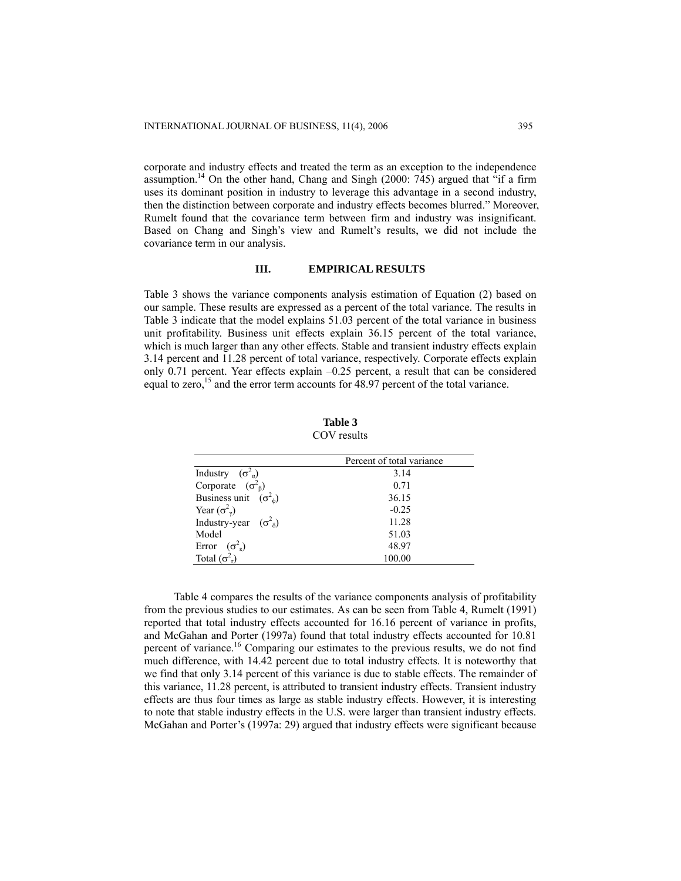corporate and industry effects and treated the term as an exception to the independence assumption.[14] On the other hand, Chang and Singh (2000: 745) argued that "if a firm uses its dominant position in industry to leverage this advantage in a second industry, then the distinction between corporate and industry effects becomes blurred." Moreover, Rumelt found that the covariance term between firm and industry was insignificant. Based on Chang and Singh's view and Rumelt's results, we did not include the covariance term in our analysis.

## III. EMPIRICAL RESULTS

Table 3 shows the variance components analysis estimation of Equation (2) based on our sample. These results are expressed as a percent of the total variance. The results in Table 3 indicate that the model explains 51.03 percent of the total variance in business unit profitability. Business unit effects explain 36.15 percent of the total variance, which is much larger than any other effects. Stable and transient industry effects explain 3.14 percent and 11.28 percent of total variance, respectively. Corporate effects explain only 0.71 percent. Year effects explain –0.25 percent, a result that can be considered equal to zero,[15] and the error term accounts for 48.97 percent of the total variance.

**Table 3**
COV results

| | Percent of total variance |
|---|---|
| Industry ($\sigma^2_\alpha$) | 3.14 |
| Corporate ($\sigma^2_\beta$) | 0.71 |
| Business unit ($\sigma^2_\phi$) | 36.15 |
| Year ($\sigma^2_\gamma$) | -0.25 |
| Industry-year ($\sigma^2_\delta$) | 11.28 |
| Model | 51.03 |
| Error ($\sigma^2_\varepsilon$) | 48.97 |
| Total ($\sigma^2_r$) | 100.00 |

Table 4 compares the results of the variance components analysis of profitability from the previous studies to our estimates. As can be seen from Table 4, Rumelt (1991) reported that total industry effects accounted for 16.16 percent of variance in profits, and McGahan and Porter (1997a) found that total industry effects accounted for 10.81 percent of variance.[16] Comparing our estimates to the previous results, we do not find much difference, with 14.42 percent due to total industry effects. It is noteworthy that we find that only 3.14 percent of this variance is due to stable effects. The remainder of this variance, 11.28 percent, is attributed to transient industry effects. Transient industry effects are thus four times as large as stable industry effects. However, it is interesting to note that stable industry effects in the U.S. were larger than transient industry effects. McGahan and Porter's (1997a: 29) argued that industry effects were significant because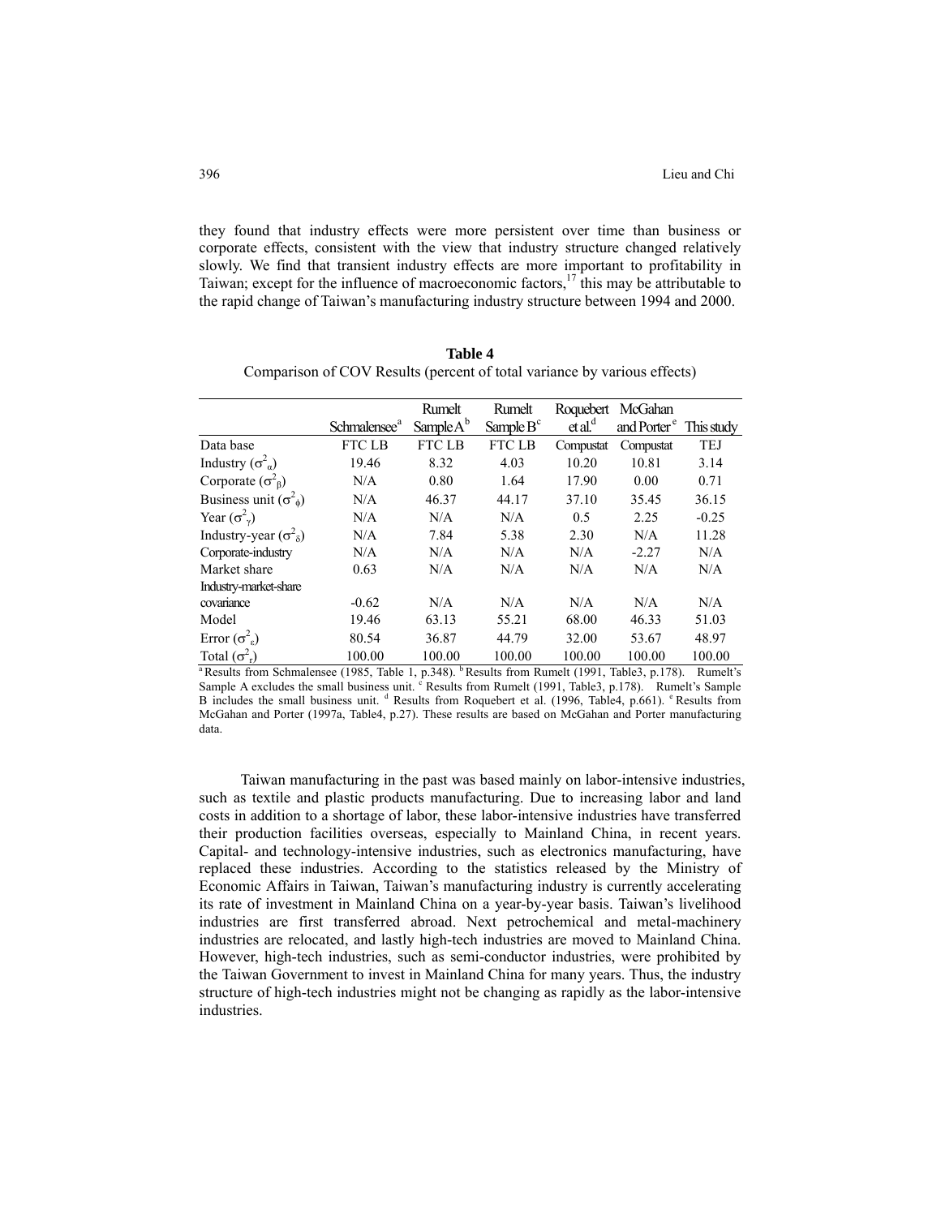they found that industry effects were more persistent over time than business or corporate effects, consistent with the view that industry structure changed relatively slowly. We find that transient industry effects are more important to profitability in Taiwan; except for the influence of macroeconomic factors,[17] this may be attributable to the rapid change of Taiwan's manufacturing industry structure between 1994 and 2000.

**Table 4**
Comparison of COV Results (percent of total variance by various effects)

| | Schmalensee[a] | Rumelt Sample A[b] | Rumelt Sample B[c] | Roquebert et al.[d] | McGahan and Porter[e] | This study |
|---|---|---|---|---|---|---|
| Data base | FTC LB | FTC LB | FTC LB | Compustat | Compustat | TEJ |
| Industry ($\sigma^2_\alpha$) | 19.46 | 8.32 | 4.03 | 10.20 | 10.81 | 3.14 |
| Corporate ($\sigma^2_\beta$) | N/A | 0.80 | 1.64 | 17.90 | 0.00 | 0.71 |
| Business unit ($\sigma^2_\phi$) | N/A | 46.37 | 44.17 | 37.10 | 35.45 | 36.15 |
| Year ($\sigma^2_\gamma$) | N/A | N/A | N/A | 0.5 | 2.25 | -0.25 |
| Industry-year ($\sigma^2_\delta$) | N/A | 7.84 | 5.38 | 2.30 | N/A | 11.28 |
| Corporate-industry | N/A | N/A | N/A | N/A | -2.27 | N/A |
| Market share | 0.63 | N/A | N/A | N/A | N/A | N/A |
| Industry-market-share covariance | -0.62 | N/A | N/A | N/A | N/A | N/A |
| Model | 19.46 | 63.13 | 55.21 | 68.00 | 46.33 | 51.03 |
| Error ($\sigma^2_\varepsilon$) | 80.54 | 36.87 | 44.79 | 32.00 | 53.67 | 48.97 |
| Total ($\sigma^2_r$) | 100.00 | 100.00 | 100.00 | 100.00 | 100.00 | 100.00 |

[a] Results from Schmalensee (1985, Table 1, p.348). [b] Results from Rumelt (1991, Table3, p.178). Rumelt's Sample A excludes the small business unit. [c] Results from Rumelt (1991, Table3, p.178). Rumelt's Sample B includes the small business unit. [d] Results from Roquebert et al. (1996, Table4, p.661). [e] Results from McGahan and Porter (1997a, Table4, p.27). These results are based on McGahan and Porter manufacturing data.

Taiwan manufacturing in the past was based mainly on labor-intensive industries, such as textile and plastic products manufacturing. Due to increasing labor and land costs in addition to a shortage of labor, these labor-intensive industries have transferred their production facilities overseas, especially to Mainland China, in recent years. Capital- and technology-intensive industries, such as electronics manufacturing, have replaced these industries. According to the statistics released by the Ministry of Economic Affairs in Taiwan, Taiwan's manufacturing industry is currently accelerating its rate of investment in Mainland China on a year-by-year basis. Taiwan's livelihood industries are first transferred abroad. Next petrochemical and metal-machinery industries are relocated, and lastly high-tech industries are moved to Mainland China. However, high-tech industries, such as semi-conductor industries, were prohibited by the Taiwan Government to invest in Mainland China for many years. Thus, the industry structure of high-tech industries might not be changing as rapidly as the labor-intensive industries.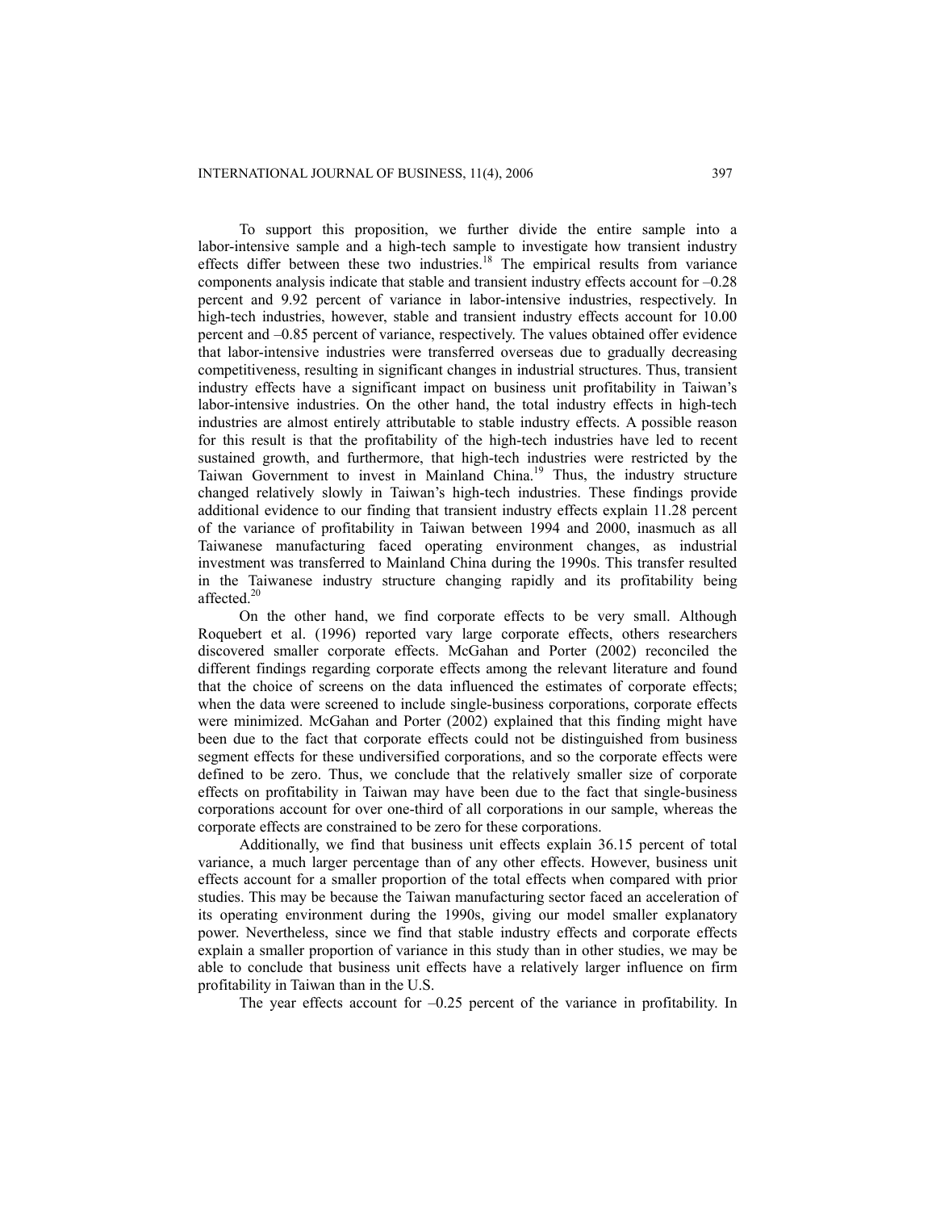To support this proposition, we further divide the entire sample into a labor-intensive sample and a high-tech sample to investigate how transient industry effects differ between these two industries.[18] The empirical results from variance components analysis indicate that stable and transient industry effects account for –0.28 percent and 9.92 percent of variance in labor-intensive industries, respectively. In high-tech industries, however, stable and transient industry effects account for 10.00 percent and –0.85 percent of variance, respectively. The values obtained offer evidence that labor-intensive industries were transferred overseas due to gradually decreasing competitiveness, resulting in significant changes in industrial structures. Thus, transient industry effects have a significant impact on business unit profitability in Taiwan's labor-intensive industries. On the other hand, the total industry effects in high-tech industries are almost entirely attributable to stable industry effects. A possible reason for this result is that the profitability of the high-tech industries have led to recent sustained growth, and furthermore, that high-tech industries were restricted by the Taiwan Government to invest in Mainland China.[19] Thus, the industry structure changed relatively slowly in Taiwan's high-tech industries. These findings provide additional evidence to our finding that transient industry effects explain 11.28 percent of the variance of profitability in Taiwan between 1994 and 2000, inasmuch as all Taiwanese manufacturing faced operating environment changes, as industrial investment was transferred to Mainland China during the 1990s. This transfer resulted in the Taiwanese industry structure changing rapidly and its profitability being affected.[20]

On the other hand, we find corporate effects to be very small. Although Roquebert et al. (1996) reported vary large corporate effects, others researchers discovered smaller corporate effects. McGahan and Porter (2002) reconciled the different findings regarding corporate effects among the relevant literature and found that the choice of screens on the data influenced the estimates of corporate effects; when the data were screened to include single-business corporations, corporate effects were minimized. McGahan and Porter (2002) explained that this finding might have been due to the fact that corporate effects could not be distinguished from business segment effects for these undiversified corporations, and so the corporate effects were defined to be zero. Thus, we conclude that the relatively smaller size of corporate effects on profitability in Taiwan may have been due to the fact that single-business corporations account for over one-third of all corporations in our sample, whereas the corporate effects are constrained to be zero for these corporations.

Additionally, we find that business unit effects explain 36.15 percent of total variance, a much larger percentage than of any other effects. However, business unit effects account for a smaller proportion of the total effects when compared with prior studies. This may be because the Taiwan manufacturing sector faced an acceleration of its operating environment during the 1990s, giving our model smaller explanatory power. Nevertheless, since we find that stable industry effects and corporate effects explain a smaller proportion of variance in this study than in other studies, we may be able to conclude that business unit effects have a relatively larger influence on firm profitability in Taiwan than in the U.S.

The year effects account for –0.25 percent of the variance in profitability. In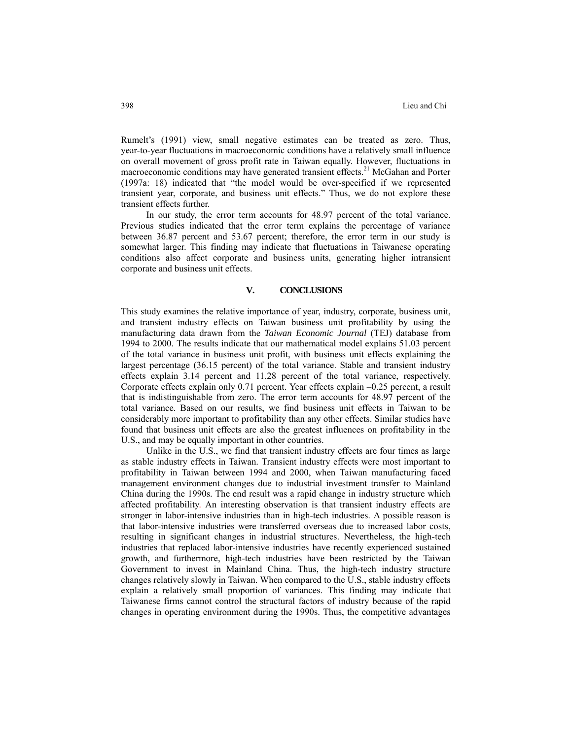Rumelt's (1991) view, small negative estimates can be treated as zero. Thus, year-to-year fluctuations in macroeconomic conditions have a relatively small influence on overall movement of gross profit rate in Taiwan equally. However, fluctuations in macroeconomic conditions may have generated transient effects.[21] McGahan and Porter (1997a: 18) indicated that "the model would be over-specified if we represented transient year, corporate, and business unit effects." Thus, we do not explore these transient effects further.

In our study, the error term accounts for 48.97 percent of the total variance. Previous studies indicated that the error term explains the percentage of variance between 36.87 percent and 53.67 percent; therefore, the error term in our study is somewhat larger. This finding may indicate that fluctuations in Taiwanese operating conditions also affect corporate and business units, generating higher intransient corporate and business unit effects.

## V. CONCLUSIONS

This study examines the relative importance of year, industry, corporate, business unit, and transient industry effects on Taiwan business unit profitability by using the manufacturing data drawn from the *Taiwan Economic Journal* (TEJ) database from 1994 to 2000. The results indicate that our mathematical model explains 51.03 percent of the total variance in business unit profit, with business unit effects explaining the largest percentage (36.15 percent) of the total variance. Stable and transient industry effects explain 3.14 percent and 11.28 percent of the total variance, respectively. Corporate effects explain only 0.71 percent. Year effects explain –0.25 percent, a result that is indistinguishable from zero. The error term accounts for 48.97 percent of the total variance. Based on our results, we find business unit effects in Taiwan to be considerably more important to profitability than any other effects. Similar studies have found that business unit effects are also the greatest influences on profitability in the U.S., and may be equally important in other countries.

Unlike in the U.S., we find that transient industry effects are four times as large as stable industry effects in Taiwan. Transient industry effects were most important to profitability in Taiwan between 1994 and 2000, when Taiwan manufacturing faced management environment changes due to industrial investment transfer to Mainland China during the 1990s. The end result was a rapid change in industry structure which affected profitability. An interesting observation is that transient industry effects are stronger in labor-intensive industries than in high-tech industries. A possible reason is that labor-intensive industries were transferred overseas due to increased labor costs, resulting in significant changes in industrial structures. Nevertheless, the high-tech industries that replaced labor-intensive industries have recently experienced sustained growth, and furthermore, high-tech industries have been restricted by the Taiwan Government to invest in Mainland China. Thus, the high-tech industry structure changes relatively slowly in Taiwan. When compared to the U.S., stable industry effects explain a relatively small proportion of variances. This finding may indicate that Taiwanese firms cannot control the structural factors of industry because of the rapid changes in operating environment during the 1990s. Thus, the competitive advantages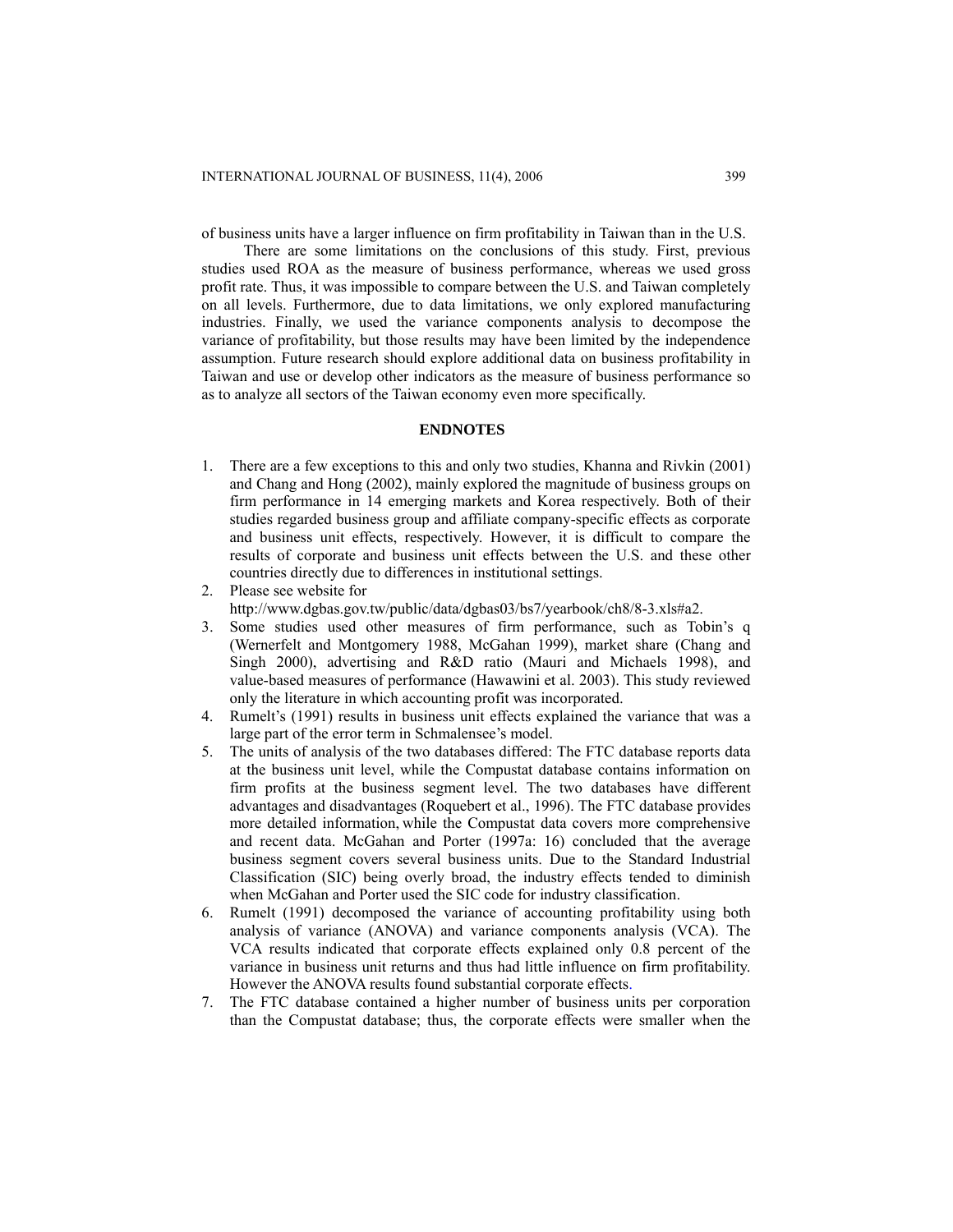of business units have a larger influence on firm profitability in Taiwan than in the U.S.

There are some limitations on the conclusions of this study. First, previous studies used ROA as the measure of business performance, whereas we used gross profit rate. Thus, it was impossible to compare between the U.S. and Taiwan completely on all levels. Furthermore, due to data limitations, we only explored manufacturing industries. Finally, we used the variance components analysis to decompose the variance of profitability, but those results may have been limited by the independence assumption. Future research should explore additional data on business profitability in Taiwan and use or develop other indicators as the measure of business performance so as to analyze all sectors of the Taiwan economy even more specifically.

## ENDNOTES

1. There are a few exceptions to this and only two studies, Khanna and Rivkin (2001) and Chang and Hong (2002), mainly explored the magnitude of business groups on firm performance in 14 emerging markets and Korea respectively. Both of their studies regarded business group and affiliate company-specific effects as corporate and business unit effects, respectively. However, it is difficult to compare the results of corporate and business unit effects between the U.S. and these other countries directly due to differences in institutional settings.
2. Please see website for http://www.dgbas.gov.tw/public/data/dgbas03/bs7/yearbook/ch8/8-3.xls#a2.
3. Some studies used other measures of firm performance, such as Tobin's q (Wernerfelt and Montgomery 1988, McGahan 1999), market share (Chang and Singh 2000), advertising and R&D ratio (Mauri and Michaels 1998), and value-based measures of performance (Hawawini et al. 2003). This study reviewed only the literature in which accounting profit was incorporated.
4. Rumelt's (1991) results in business unit effects explained the variance that was a large part of the error term in Schmalensee's model.
5. The units of analysis of the two databases differed: The FTC database reports data at the business unit level, while the Compustat database contains information on firm profits at the business segment level. The two databases have different advantages and disadvantages (Roquebert et al., 1996). The FTC database provides more detailed information, while the Compustat data covers more comprehensive and recent data. McGahan and Porter (1997a: 16) concluded that the average business segment covers several business units. Due to the Standard Industrial Classification (SIC) being overly broad, the industry effects tended to diminish when McGahan and Porter used the SIC code for industry classification.
6. Rumelt (1991) decomposed the variance of accounting profitability using both analysis of variance (ANOVA) and variance components analysis (VCA). The VCA results indicated that corporate effects explained only 0.8 percent of the variance in business unit returns and thus had little influence on firm profitability. However the ANOVA results found substantial corporate effects.
7. The FTC database contained a higher number of business units per corporation than the Compustat database; thus, the corporate effects were smaller when the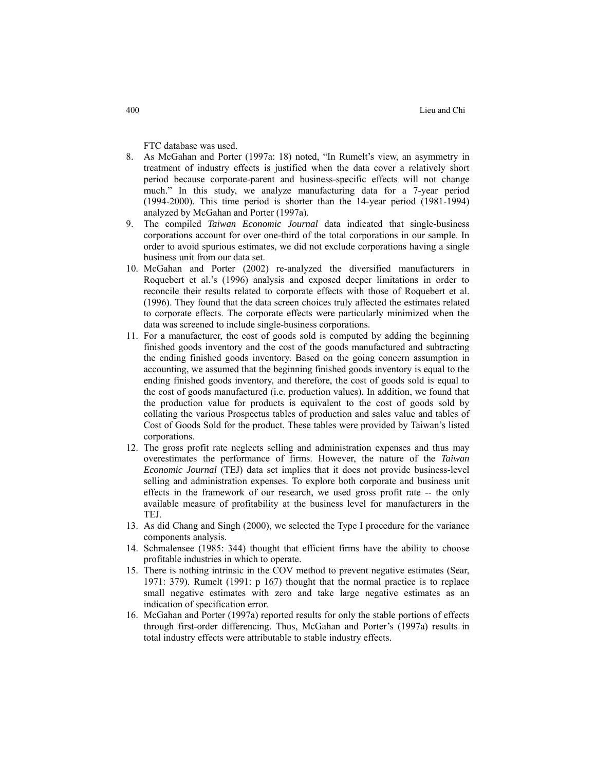FTC database was used.

8. As McGahan and Porter (1997a: 18) noted, “In Rumelt’s view, an asymmetry in treatment of industry effects is justified when the data cover a relatively short period because corporate-parent and business-specific effects will not change much.” In this study, we analyze manufacturing data for a 7-year period (1994-2000). This time period is shorter than the 14-year period (1981-1994) analyzed by McGahan and Porter (1997a).
9. The compiled *Taiwan Economic Journal* data indicated that single-business corporations account for over one-third of the total corporations in our sample. In order to avoid spurious estimates, we did not exclude corporations having a single business unit from our data set.
10. McGahan and Porter (2002) re-analyzed the diversified manufacturers in Roquebert et al.’s (1996) analysis and exposed deeper limitations in order to reconcile their results related to corporate effects with those of Roquebert et al. (1996). They found that the data screen choices truly affected the estimates related to corporate effects. The corporate effects were particularly minimized when the data was screened to include single-business corporations.
11. For a manufacturer, the cost of goods sold is computed by adding the beginning finished goods inventory and the cost of the goods manufactured and subtracting the ending finished goods inventory. Based on the going concern assumption in accounting, we assumed that the beginning finished goods inventory is equal to the ending finished goods inventory, and therefore, the cost of goods sold is equal to the cost of goods manufactured (i.e. production values). In addition, we found that the production value for products is equivalent to the cost of goods sold by collating the various Prospectus tables of production and sales value and tables of Cost of Goods Sold for the product. These tables were provided by Taiwan’s listed corporations.
12. The gross profit rate neglects selling and administration expenses and thus may overestimates the performance of firms. However, the nature of the *Taiwan Economic Journal* (TEJ) data set implies that it does not provide business-level selling and administration expenses. To explore both corporate and business unit effects in the framework of our research, we used gross profit rate -- the only available measure of profitability at the business level for manufacturers in the TEJ.
13. As did Chang and Singh (2000), we selected the Type I procedure for the variance components analysis.
14. Schmalensee (1985: 344) thought that efficient firms have the ability to choose profitable industries in which to operate.
15. There is nothing intrinsic in the COV method to prevent negative estimates (Sear, 1971: 379). Rumelt (1991: p 167) thought that the normal practice is to replace small negative estimates with zero and take large negative estimates as an indication of specification error.
16. McGahan and Porter (1997a) reported results for only the stable portions of effects through first-order differencing. Thus, McGahan and Porter’s (1997a) results in total industry effects were attributable to stable industry effects.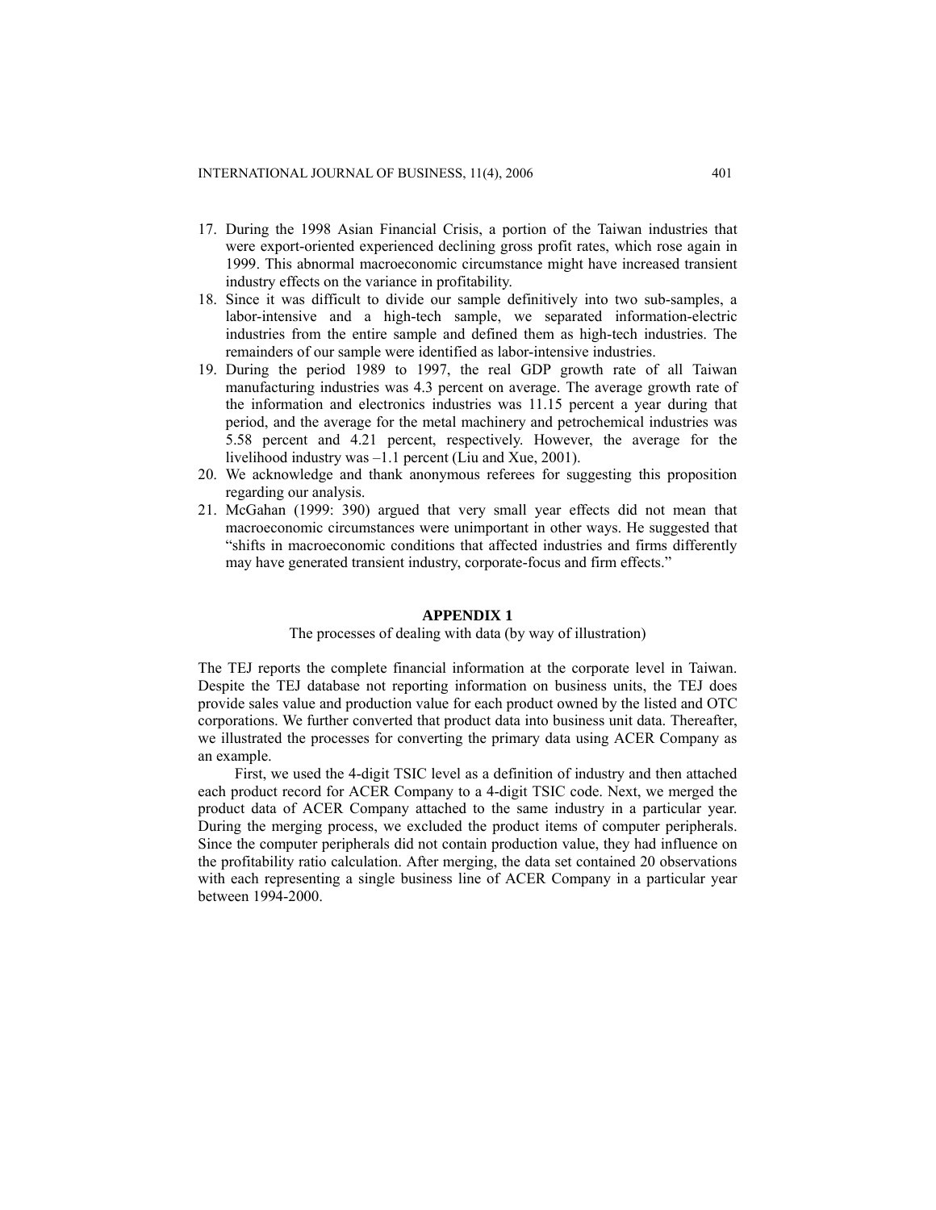17. During the 1998 Asian Financial Crisis, a portion of the Taiwan industries that were export-oriented experienced declining gross profit rates, which rose again in 1999. This abnormal macroeconomic circumstance might have increased transient industry effects on the variance in profitability.
18. Since it was difficult to divide our sample definitively into two sub-samples, a labor-intensive and a high-tech sample, we separated information-electric industries from the entire sample and defined them as high-tech industries. The remainders of our sample were identified as labor-intensive industries.
19. During the period 1989 to 1997, the real GDP growth rate of all Taiwan manufacturing industries was 4.3 percent on average. The average growth rate of the information and electronics industries was 11.15 percent a year during that period, and the average for the metal machinery and petrochemical industries was 5.58 percent and 4.21 percent, respectively. However, the average for the livelihood industry was –1.1 percent (Liu and Xue, 2001).
20. We acknowledge and thank anonymous referees for suggesting this proposition regarding our analysis.
21. McGahan (1999: 390) argued that very small year effects did not mean that macroeconomic circumstances were unimportant in other ways. He suggested that "shifts in macroeconomic conditions that affected industries and firms differently may have generated transient industry, corporate-focus and firm effects."

## APPENDIX 1

The processes of dealing with data (by way of illustration)

The TEJ reports the complete financial information at the corporate level in Taiwan. Despite the TEJ database not reporting information on business units, the TEJ does provide sales value and production value for each product owned by the listed and OTC corporations. We further converted that product data into business unit data. Thereafter, we illustrated the processes for converting the primary data using ACER Company as an example.

First, we used the 4-digit TSIC level as a definition of industry and then attached each product record for ACER Company to a 4-digit TSIC code. Next, we merged the product data of ACER Company attached to the same industry in a particular year. During the merging process, we excluded the product items of computer peripherals. Since the computer peripherals did not contain production value, they had influence on the profitability ratio calculation. After merging, the data set contained 20 observations with each representing a single business line of ACER Company in a particular year between 1994-2000.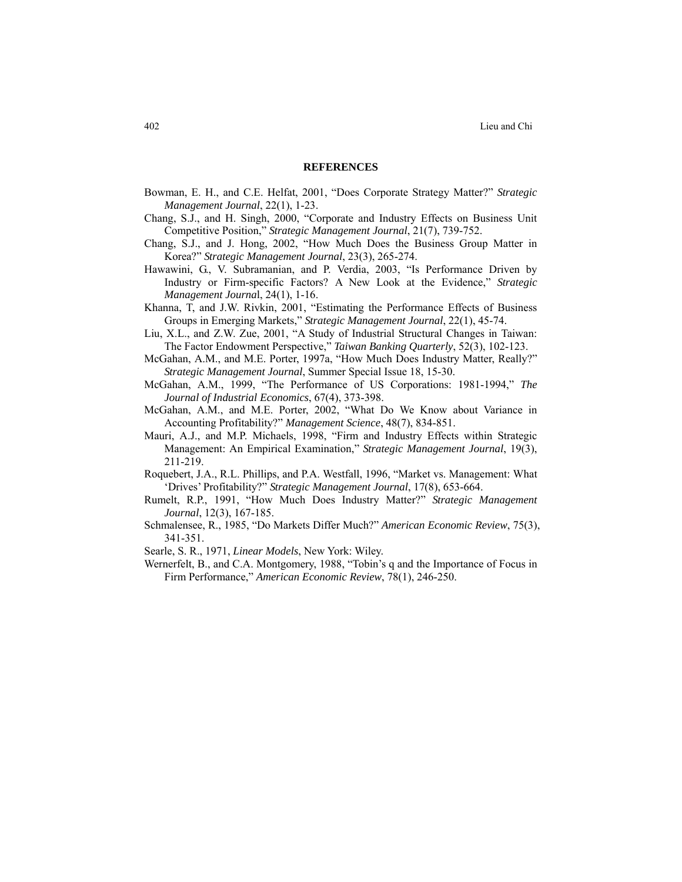## REFERENCES

Bowman, E. H., and C.E. Helfat, 2001, "Does Corporate Strategy Matter?" *Strategic Management Journal*, 22(1), 1-23.

Chang, S.J., and H. Singh, 2000, "Corporate and Industry Effects on Business Unit Competitive Position," *Strategic Management Journal*, 21(7), 739-752.

Chang, S.J., and J. Hong, 2002, "How Much Does the Business Group Matter in Korea?" *Strategic Management Journal*, 23(3), 265-274.

Hawawini, G., V. Subramanian, and P. Verdia, 2003, "Is Performance Driven by Industry or Firm-specific Factors? A New Look at the Evidence," *Strategic Management Journa*l, 24(1), 1-16.

Khanna, T, and J.W. Rivkin, 2001, "Estimating the Performance Effects of Business Groups in Emerging Markets," *Strategic Management Journal*, 22(1), 45-74.

Liu, X.L., and Z.W. Zue, 2001, "A Study of Industrial Structural Changes in Taiwan: The Factor Endowment Perspective," *Taiwan Banking Quarterly*, 52(3), 102-123.

McGahan, A.M., and M.E. Porter, 1997a, "How Much Does Industry Matter, Really?" *Strategic Management Journal*, Summer Special Issue 18, 15-30.

McGahan, A.M., 1999, "The Performance of US Corporations: 1981-1994," *The Journal of Industrial Economics*, 67(4), 373-398.

McGahan, A.M., and M.E. Porter, 2002, "What Do We Know about Variance in Accounting Profitability?" *Management Science*, 48(7), 834-851.

Mauri, A.J., and M.P. Michaels, 1998, "Firm and Industry Effects within Strategic Management: An Empirical Examination," *Strategic Management Journal*, 19(3), 211-219.

Roquebert, J.A., R.L. Phillips, and P.A. Westfall, 1996, "Market vs. Management: What 'Drives' Profitability?" *Strategic Management Journal*, 17(8), 653-664.

Rumelt, R.P., 1991, "How Much Does Industry Matter?" *Strategic Management Journal*, 12(3), 167-185.

Schmalensee, R., 1985, "Do Markets Differ Much?" *American Economic Review*, 75(3), 341-351.

Searle, S. R., 1971, *Linear Models*, New York: Wiley.

Wernerfelt, B., and C.A. Montgomery, 1988, "Tobin's q and the Importance of Focus in Firm Performance," *American Economic Review*, 78(1), 246-250.